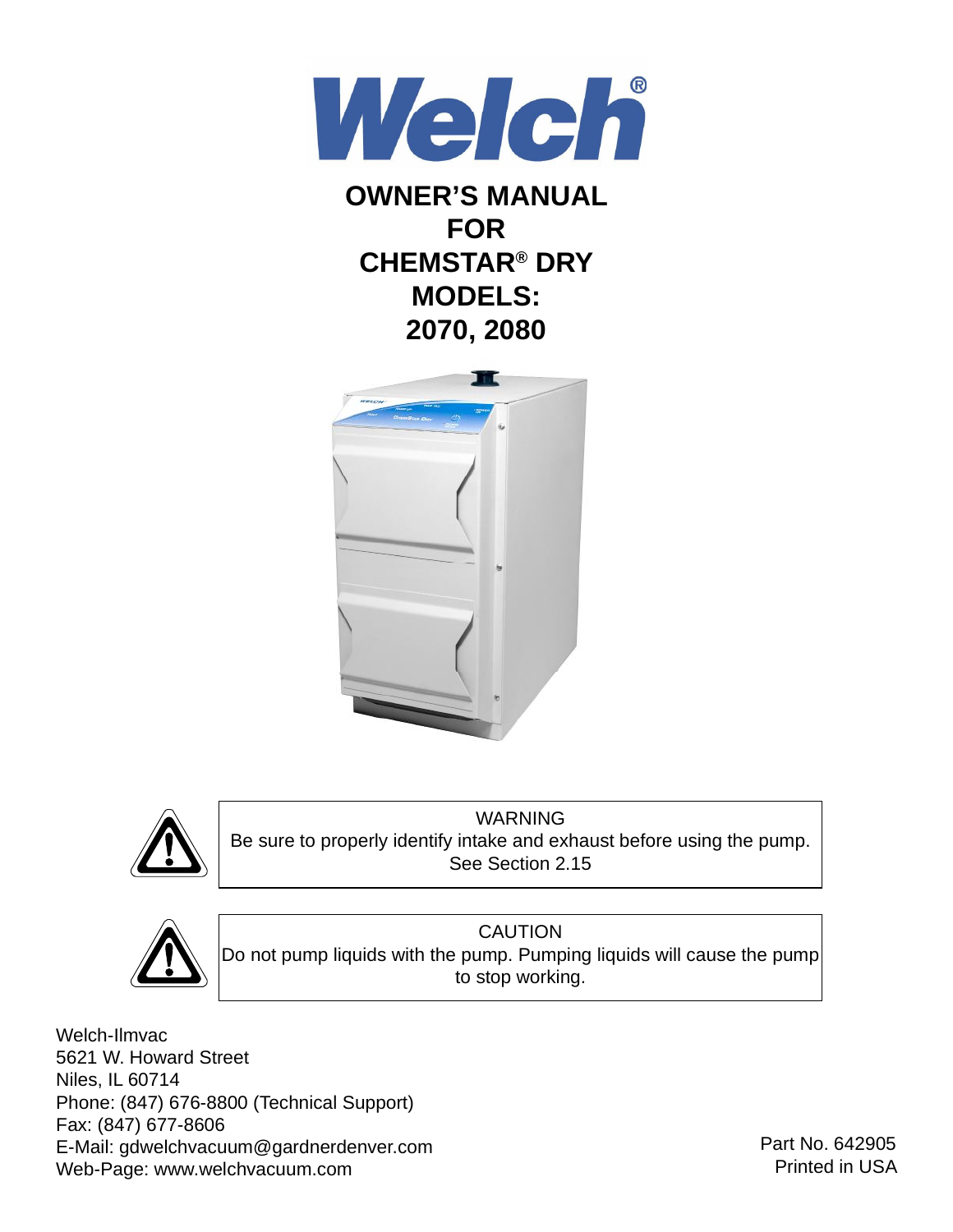# Welch®

## OWNER'S MANUAL FOR CHEMSTAR® DRY MODELS: 2070, 2080

> **WARNING**
> Be sure to properly identify intake and exhaust before using the pump.
> See Section 2.15

> **CAUTION**
> Do not pump liquids with the pump. Pumping liquids will cause the pump to stop working.

Welch-Ilmvac
5621 W. Howard Street
Niles, IL 60714
Phone: (847) 676-8800 (Technical Support)
Fax: (847) 677-8606
E-Mail: gdwelchvacuum@gardnerdenver.com
Web-Page: www.welchvacuum.com

Part No. 642905
Printed in USA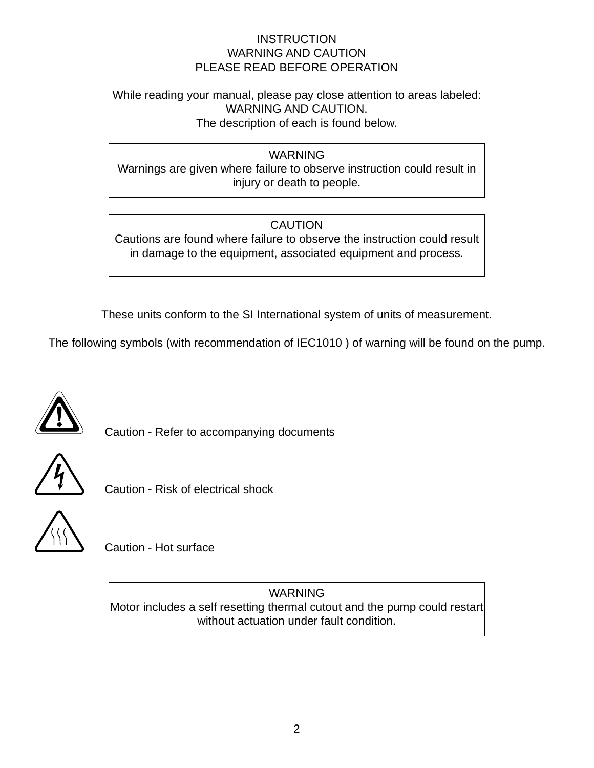INSTRUCTION
WARNING AND CAUTION
PLEASE READ BEFORE OPERATION

While reading your manual, please pay close attention to areas labeled:
WARNING AND CAUTION.
The description of each is found below.

**WARNING**
Warnings are given where failure to observe instruction could result in injury or death to people.

**CAUTION**
Cautions are found where failure to observe the instruction could result in damage to the equipment, associated equipment and process.

These units conform to the SI International system of units of measurement.

The following symbols (with recommendation of IEC1010 ) of warning will be found on the pump.

Caution - Refer to accompanying documents

Caution - Risk of electrical shock

Caution - Hot surface

**WARNING**
Motor includes a self resetting thermal cutout and the pump could restart without actuation under fault condition.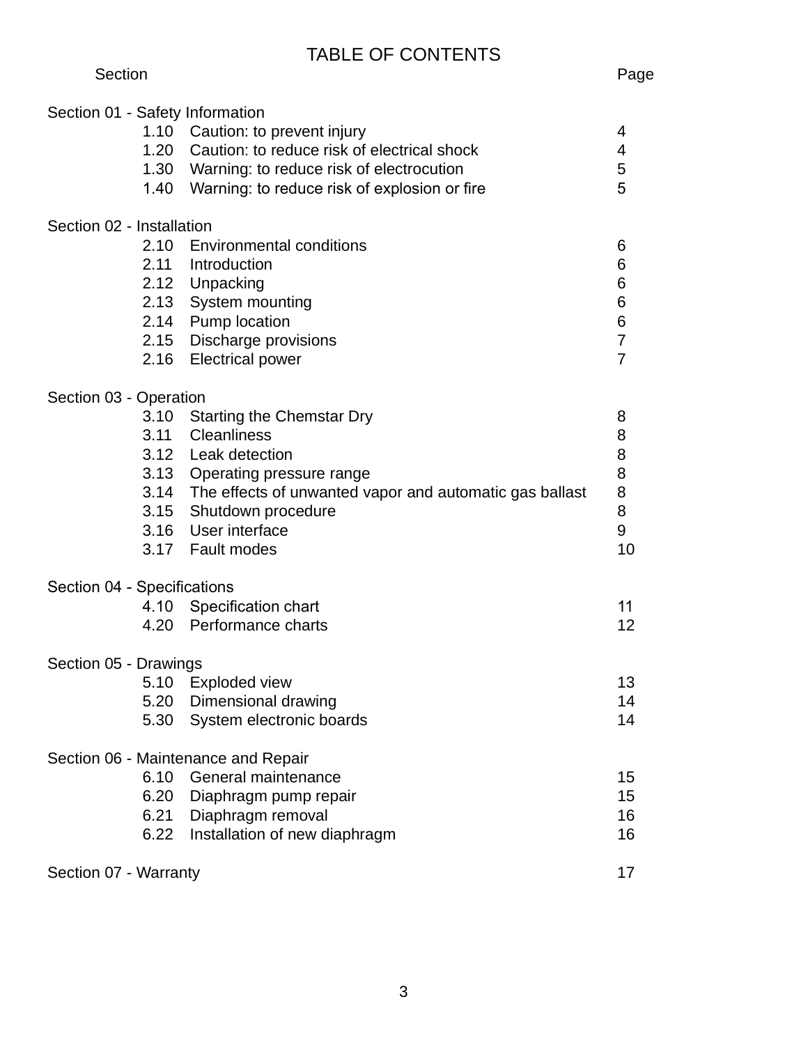# TABLE OF CONTENTS

| Section | | Page |
|---|---|---|
| **Section 01 - Safety Information** | | |
| 1.10 | Caution: to prevent injury | 4 |
| 1.20 | Caution: to reduce risk of electrical shock | 4 |
| 1.30 | Warning: to reduce risk of electrocution | 5 |
| 1.40 | Warning: to reduce risk of explosion or fire | 5 |
| **Section 02 - Installation** | | |
| 2.10 | Environmental conditions | 6 |
| 2.11 | Introduction | 6 |
| 2.12 | Unpacking | 6 |
| 2.13 | System mounting | 6 |
| 2.14 | Pump location | 6 |
| 2.15 | Discharge provisions | 7 |
| 2.16 | Electrical power | 7 |
| **Section 03 - Operation** | | |
| 3.10 | Starting the Chemstar Dry | 8 |
| 3.11 | Cleanliness | 8 |
| 3.12 | Leak detection | 8 |
| 3.13 | Operating pressure range | 8 |
| 3.14 | The effects of unwanted vapor and automatic gas ballast | 8 |
| 3.15 | Shutdown procedure | 8 |
| 3.16 | User interface | 9 |
| 3.17 | Fault modes | 10 |
| **Section 04 - Specifications** | | |
| 4.10 | Specification chart | 11 |
| 4.20 | Performance charts | 12 |
| **Section 05 - Drawings** | | |
| 5.10 | Exploded view | 13 |
| 5.20 | Dimensional drawing | 14 |
| 5.30 | System electronic boards | 14 |
| **Section 06 - Maintenance and Repair** | | |
| 6.10 | General maintenance | 15 |
| 6.20 | Diaphragm pump repair | 15 |
| 6.21 | Diaphragm removal | 16 |
| 6.22 | Installation of new diaphragm | 16 |
| **Section 07 - Warranty** | | 17 |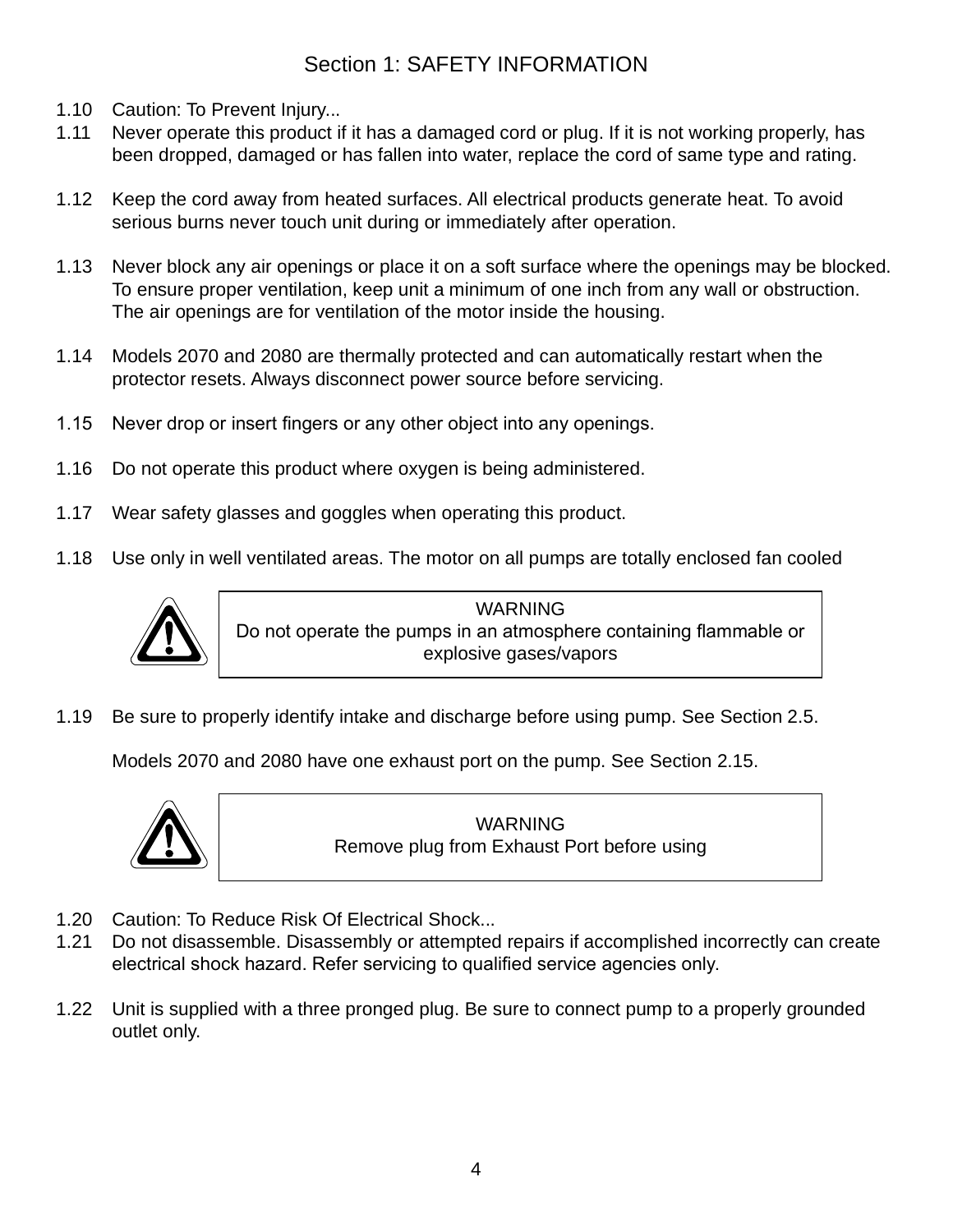# Section 1: SAFETY INFORMATION

1.10 Caution: To Prevent Injury...

1.11 Never operate this product if it has a damaged cord or plug. If it is not working properly, has been dropped, damaged or has fallen into water, replace the cord of same type and rating.

1.12 Keep the cord away from heated surfaces. All electrical products generate heat. To avoid serious burns never touch unit during or immediately after operation.

1.13 Never block any air openings or place it on a soft surface where the openings may be blocked. To ensure proper ventilation, keep unit a minimum of one inch from any wall or obstruction. The air openings are for ventilation of the motor inside the housing.

1.14 Models 2070 and 2080 are thermally protected and can automatically restart when the protector resets. Always disconnect power source before servicing.

1.15 Never drop or insert fingers or any other object into any openings.

1.16 Do not operate this product where oxygen is being administered.

1.17 Wear safety glasses and goggles when operating this product.

1.18 Use only in well ventilated areas. The motor on all pumps are totally enclosed fan cooled

> **WARNING**
> Do not operate the pumps in an atmosphere containing flammable or explosive gases/vapors

1.19 Be sure to properly identify intake and discharge before using pump. See Section 2.5.

Models 2070 and 2080 have one exhaust port on the pump. See Section 2.15.

> **WARNING**
> Remove plug from Exhaust Port before using

1.20 Caution: To Reduce Risk Of Electrical Shock...

1.21 Do not disassemble. Disassembly or attempted repairs if accomplished incorrectly can create electrical shock hazard. Refer servicing to qualified service agencies only.

1.22 Unit is supplied with a three pronged plug. Be sure to connect pump to a properly grounded outlet only.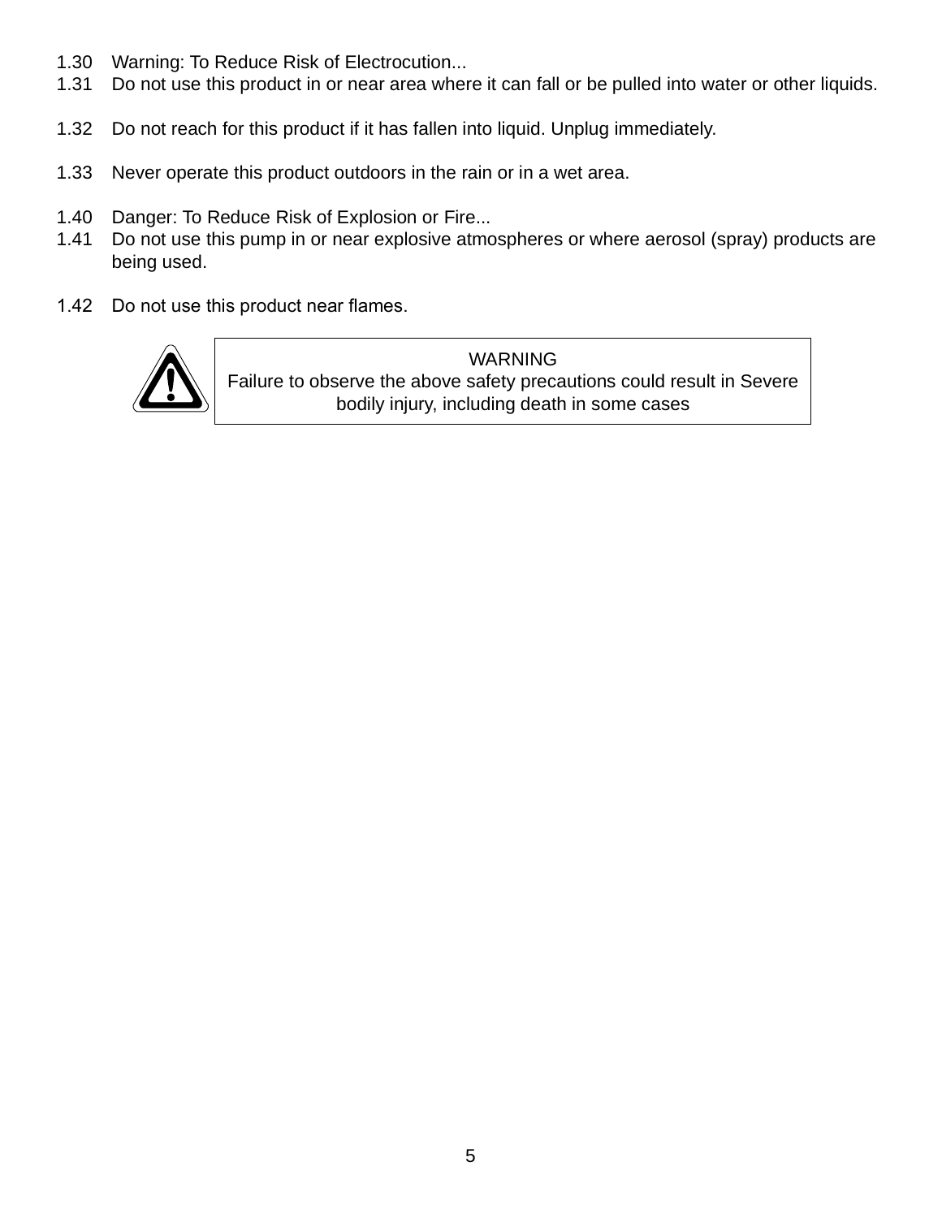1.30 Warning: To Reduce Risk of Electrocution...

1.31 Do not use this product in or near area where it can fall or be pulled into water or other liquids.

1.32 Do not reach for this product if it has fallen into liquid. Unplug immediately.

1.33 Never operate this product outdoors in the rain or in a wet area.

1.40 Danger: To Reduce Risk of Explosion or Fire...

1.41 Do not use this pump in or near explosive atmospheres or where aerosol (spray) products are being used.

1.42 Do not use this product near flames.

> **WARNING**
> Failure to observe the above safety precautions could result in Severe bodily injury, including death in some cases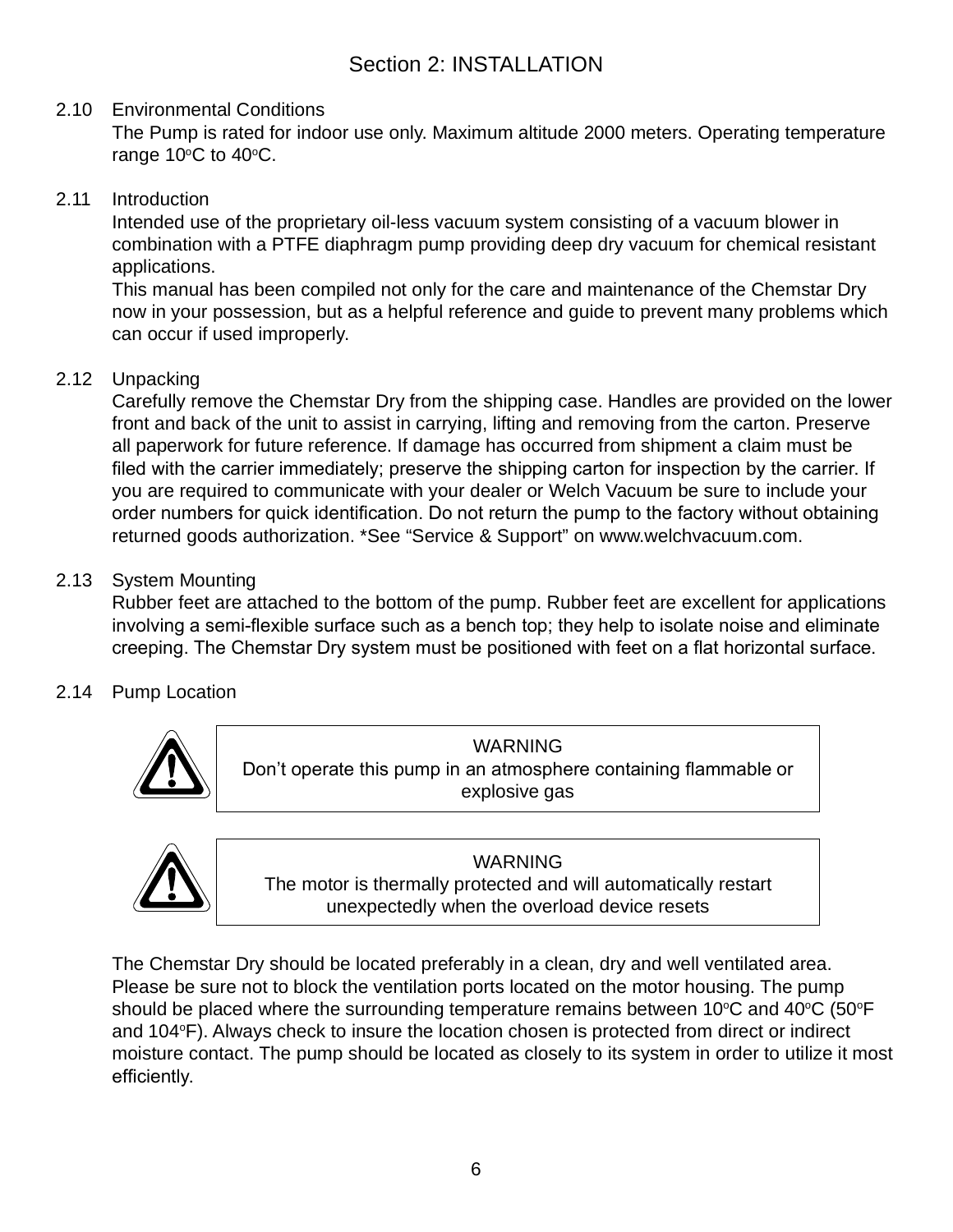# Section 2: INSTALLATION

## 2.10 Environmental Conditions

The Pump is rated for indoor use only. Maximum altitude 2000 meters. Operating temperature range 10°C to 40°C.

## 2.11 Introduction

Intended use of the proprietary oil-less vacuum system consisting of a vacuum blower in combination with a PTFE diaphragm pump providing deep dry vacuum for chemical resistant applications.

This manual has been compiled not only for the care and maintenance of the Chemstar Dry now in your possession, but as a helpful reference and guide to prevent many problems which can occur if used improperly.

## 2.12 Unpacking

Carefully remove the Chemstar Dry from the shipping case. Handles are provided on the lower front and back of the unit to assist in carrying, lifting and removing from the carton. Preserve all paperwork for future reference. If damage has occurred from shipment a claim must be filed with the carrier immediately; preserve the shipping carton for inspection by the carrier. If you are required to communicate with your dealer or Welch Vacuum be sure to include your order numbers for quick identification. Do not return the pump to the factory without obtaining returned goods authorization. *See “Service & Support” on www.welchvacuum.com.

## 2.13 System Mounting

Rubber feet are attached to the bottom of the pump. Rubber feet are excellent for applications involving a semi-flexible surface such as a bench top; they help to isolate noise and eliminate creeping. The Chemstar Dry system must be positioned with feet on a flat horizontal surface.

## 2.14 Pump Location

> **WARNING**
> Don’t operate this pump in an atmosphere containing flammable or explosive gas

> **WARNING**
> The motor is thermally protected and will automatically restart unexpectedly when the overload device resets

The Chemstar Dry should be located preferably in a clean, dry and well ventilated area. Please be sure not to block the ventilation ports located on the motor housing. The pump should be placed where the surrounding temperature remains between 10°C and 40°C (50°F and 104°F). Always check to insure the location chosen is protected from direct or indirect moisture contact. The pump should be located as closely to its system in order to utilize it most efficiently.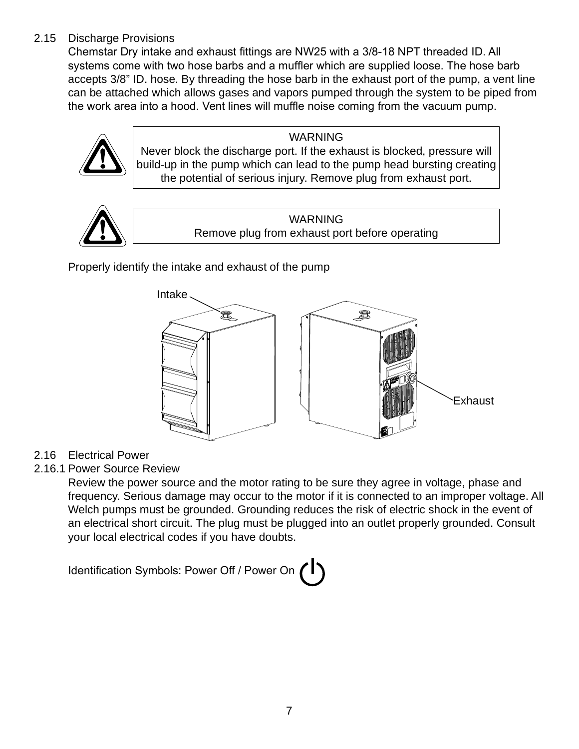## 2.15 Discharge Provisions

Chemstar Dry intake and exhaust fittings are NW25 with a 3/8-18 NPT threaded ID. All systems come with two hose barbs and a muffler which are supplied loose. The hose barb accepts 3/8” ID. hose. By threading the hose barb in the exhaust port of the pump, a vent line can be attached which allows gases and vapors pumped through the system to be piped from the work area into a hood. Vent lines will muffle noise coming from the vacuum pump.

| WARNING |
| --- |
| Never block the discharge port. If the exhaust is blocked, pressure will build-up in the pump which can lead to the pump head bursting creating the potential of serious injury. Remove plug from exhaust port. |

| WARNING |
| --- |
| Remove plug from exhaust port before operating |

Properly identify the intake and exhaust of the pump

Intake

Exhaust

## 2.16 Electrical Power

### 2.16.1 Power Source Review

Review the power source and the motor rating to be sure they agree in voltage, phase and frequency. Serious damage may occur to the motor if it is connected to an improper voltage. All Welch pumps must be grounded. Grounding reduces the risk of electric shock in the event of an electrical short circuit. The plug must be plugged into an outlet properly grounded. Consult your local electrical codes if you have doubts.

Identification Symbols: Power Off / Power On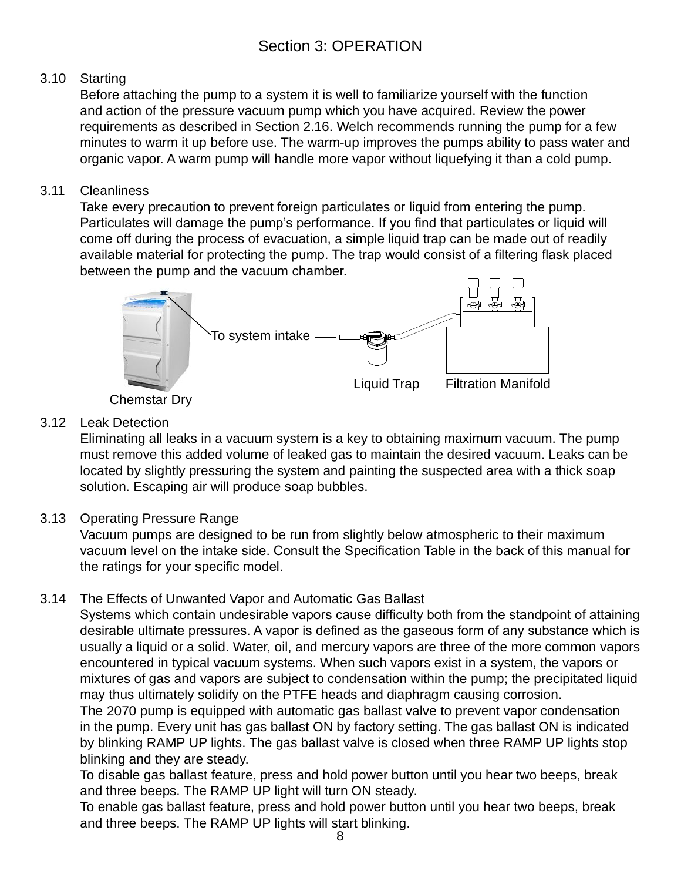# Section 3: OPERATION

## 3.10 Starting

Before attaching the pump to a system it is well to familiarize yourself with the function and action of the pressure vacuum pump which you have acquired. Review the power requirements as described in Section 2.16. Welch recommends running the pump for a few minutes to warm it up before use. The warm-up improves the pumps ability to pass water and organic vapor. A warm pump will handle more vapor without liquefying it than a cold pump.

## 3.11 Cleanliness

Take every precaution to prevent foreign particulates or liquid from entering the pump. Particulates will damage the pump's performance. If you find that particulates or liquid will come off during the process of evacuation, a simple liquid trap can be made out of readily available material for protecting the pump. The trap would consist of a filtering flask placed between the pump and the vacuum chamber.

To system intake

Liquid Trap

Filtration Manifold

Chemstar Dry

## 3.12 Leak Detection

Eliminating all leaks in a vacuum system is a key to obtaining maximum vacuum. The pump must remove this added volume of leaked gas to maintain the desired vacuum. Leaks can be located by slightly pressuring the system and painting the suspected area with a thick soap solution. Escaping air will produce soap bubbles.

## 3.13 Operating Pressure Range

Vacuum pumps are designed to be run from slightly below atmospheric to their maximum vacuum level on the intake side. Consult the Specification Table in the back of this manual for the ratings for your specific model.

## 3.14 The Effects of Unwanted Vapor and Automatic Gas Ballast

Systems which contain undesirable vapors cause difficulty both from the standpoint of attaining desirable ultimate pressures. A vapor is defined as the gaseous form of any substance which is usually a liquid or a solid. Water, oil, and mercury vapors are three of the more common vapors encountered in typical vacuum systems. When such vapors exist in a system, the vapors or mixtures of gas and vapors are subject to condensation within the pump; the precipitated liquid may thus ultimately solidify on the PTFE heads and diaphragm causing corrosion.

The 2070 pump is equipped with automatic gas ballast valve to prevent vapor condensation in the pump. Every unit has gas ballast ON by factory setting. The gas ballast ON is indicated by blinking RAMP UP lights. The gas ballast valve is closed when three RAMP UP lights stop blinking and they are steady.

To disable gas ballast feature, press and hold power button until you hear two beeps, break and three beeps. The RAMP UP light will turn ON steady.

To enable gas ballast feature, press and hold power button until you hear two beeps, break and three beeps. The RAMP UP lights will start blinking.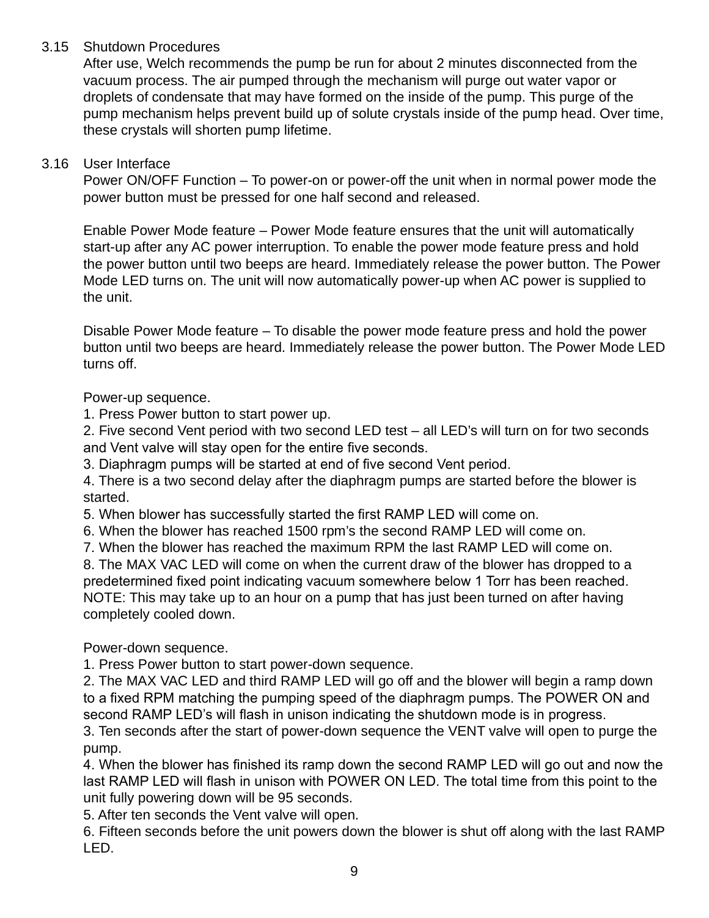### 3.15 Shutdown Procedures

After use, Welch recommends the pump be run for about 2 minutes disconnected from the vacuum process. The air pumped through the mechanism will purge out water vapor or droplets of condensate that may have formed on the inside of the pump. This purge of the pump mechanism helps prevent build up of solute crystals inside of the pump head. Over time, these crystals will shorten pump lifetime.

### 3.16 User Interface

Power ON/OFF Function – To power-on or power-off the unit when in normal power mode the power button must be pressed for one half second and released.

Enable Power Mode feature – Power Mode feature ensures that the unit will automatically start-up after any AC power interruption. To enable the power mode feature press and hold the power button until two beeps are heard. Immediately release the power button. The Power Mode LED turns on. The unit will now automatically power-up when AC power is supplied to the unit.

Disable Power Mode feature – To disable the power mode feature press and hold the power button until two beeps are heard. Immediately release the power button. The Power Mode LED turns off.

Power-up sequence.

1. Press Power button to start power up.
2. Five second Vent period with two second LED test – all LED's will turn on for two seconds and Vent valve will stay open for the entire five seconds.
3. Diaphragm pumps will be started at end of five second Vent period.
4. There is a two second delay after the diaphragm pumps are started before the blower is started.
5. When blower has successfully started the first RAMP LED will come on.
6. When the blower has reached 1500 rpm's the second RAMP LED will come on.
7. When the blower has reached the maximum RPM the last RAMP LED will come on.
8. The MAX VAC LED will come on when the current draw of the blower has dropped to a predetermined fixed point indicating vacuum somewhere below 1 Torr has been reached. NOTE: This may take up to an hour on a pump that has just been turned on after having completely cooled down.

Power-down sequence.

1. Press Power button to start power-down sequence.
2. The MAX VAC LED and third RAMP LED will go off and the blower will begin a ramp down to a fixed RPM matching the pumping speed of the diaphragm pumps. The POWER ON and second RAMP LED's will flash in unison indicating the shutdown mode is in progress.
3. Ten seconds after the start of power-down sequence the VENT valve will open to purge the pump.
4. When the blower has finished its ramp down the second RAMP LED will go out and now the last RAMP LED will flash in unison with POWER ON LED. The total time from this point to the unit fully powering down will be 95 seconds.
5. After ten seconds the Vent valve will open.
6. Fifteen seconds before the unit powers down the blower is shut off along with the last RAMP LED.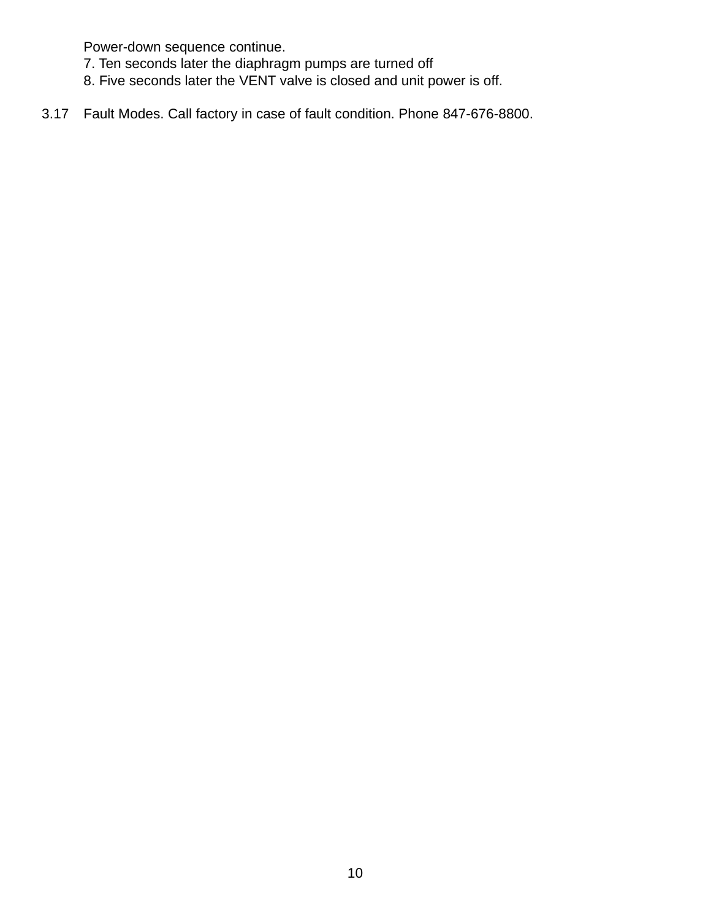Power-down sequence continue.

7. Ten seconds later the diaphragm pumps are turned off
8. Five seconds later the VENT valve is closed and unit power is off.

3.17 Fault Modes. Call factory in case of fault condition. Phone 847-676-8800.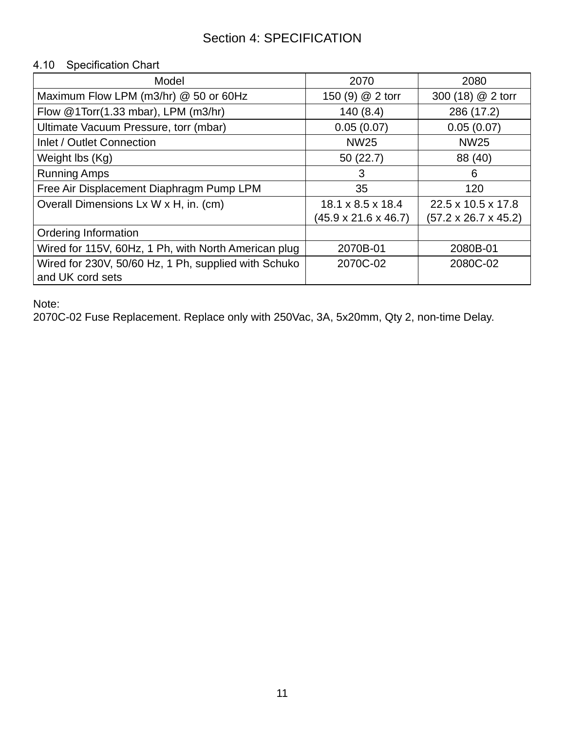# Section 4: SPECIFICATION

## 4.10 Specification Chart

| Model | 2070 | 2080 |
|---|---|---|
| Maximum Flow LPM (m3/hr) @ 50 or 60Hz | 150 (9) @ 2 torr | 300 (18) @ 2 torr |
| Flow @1Torr(1.33 mbar), LPM (m3/hr) | 140 (8.4) | 286 (17.2) |
| Ultimate Vacuum Pressure, torr (mbar) | 0.05 (0.07) | 0.05 (0.07) |
| Inlet / Outlet Connection | NW25 | NW25 |
| Weight lbs (Kg) | 50 (22.7) | 88 (40) |
| Running Amps | 3 | 6 |
| Free Air Displacement Diaphragm Pump LPM | 35 | 120 |
| Overall Dimensions Lx W x H, in. (cm) | 18.1 x 8.5 x 18.4 (45.9 x 21.6 x 46.7) | 22.5 x 10.5 x 17.8 (57.2 x 26.7 x 45.2) |
| Ordering Information | | |
| Wired for 115V, 60Hz, 1 Ph, with North American plug | 2070B-01 | 2080B-01 |
| Wired for 230V, 50/60 Hz, 1 Ph, supplied with Schuko and UK cord sets | 2070C-02 | 2080C-02 |

Note:
2070C-02 Fuse Replacement. Replace only with 250Vac, 3A, 5x20mm, Qty 2, non-time Delay.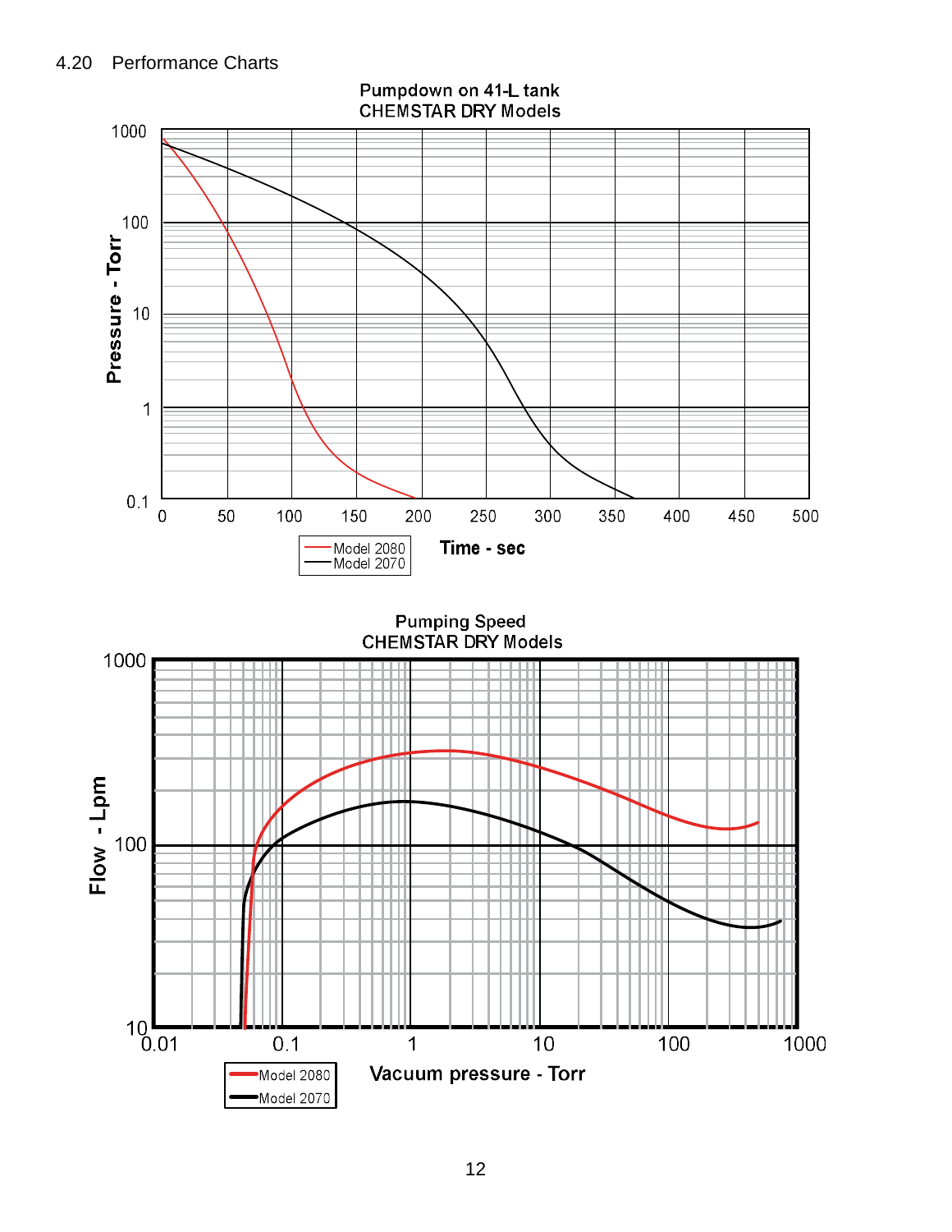## 4.20 Performance Charts

Pumpdown on 41-L tank
CHEMSTAR DRY Models

Pressure - Torr

Time - sec

Model 2080
Model 2070

Pumping Speed
CHEMSTAR DRY Models

Flow - Lpm

Vacuum pressure - Torr

Model 2080
Model 2070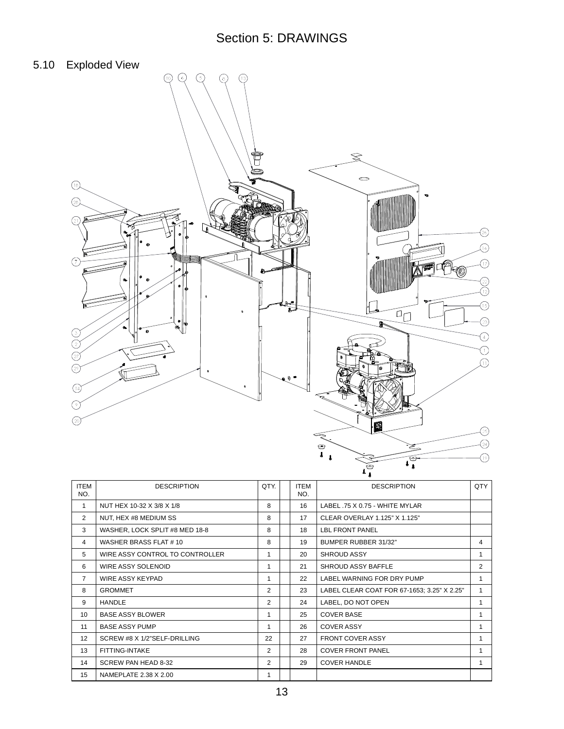# Section 5: DRAWINGS

## 5.10 Exploded View

| ITEM NO. | DESCRIPTION | QTY. | | ITEM NO. | DESCRIPTION | QTY |
|---|---|---|---|---|---|---|
| 1 | NUT HEX 10-32 X 3/8 X 1/8 | 8 | | 16 | LABEL .75 X 0.75 - WHITE MYLAR | |
| 2 | NUT, HEX #8 MEDIUM SS | 8 | | 17 | CLEAR OVERLAY 1.125" X 1.125" | |
| 3 | WASHER, LOCK SPLIT #8 MED 18-8 | 8 | | 18 | LBL FRONT PANEL | |
| 4 | WASHER BRASS FLAT # 10 | 8 | | 19 | BUMPER RUBBER 31/32" | 4 |
| 5 | WIRE ASSY CONTROL TO CONTROLLER | 1 | | 20 | SHROUD ASSY | 1 |
| 6 | WIRE ASSY SOLENOID | 1 | | 21 | SHROUD ASSY BAFFLE | 2 |
| 7 | WIRE ASSY KEYPAD | 1 | | 22 | LABEL WARNING FOR DRY PUMP | 1 |
| 8 | GROMMET | 2 | | 23 | LABEL CLEAR COAT FOR 67-1653; 3.25" X 2.25" | 1 |
| 9 | HANDLE | 2 | | 24 | LABEL, DO NOT OPEN | 1 |
| 10 | BASE ASSY BLOWER | 1 | | 25 | COVER BASE | 1 |
| 11 | BASE ASSY PUMP | 1 | | 26 | COVER ASSY | 1 |
| 12 | SCREW #8 X 1/2"SELF-DRILLING | 22 | | 27 | FRONT COVER ASSY | 1 |
| 13 | FITTING-INTAKE | 2 | | 28 | COVER FRONT PANEL | 1 |
| 14 | SCREW PAN HEAD 8-32 | 2 | | 29 | COVER HANDLE | 1 |
| 15 | NAMEPLATE 2.38 X 2.00 | 1 | | | | |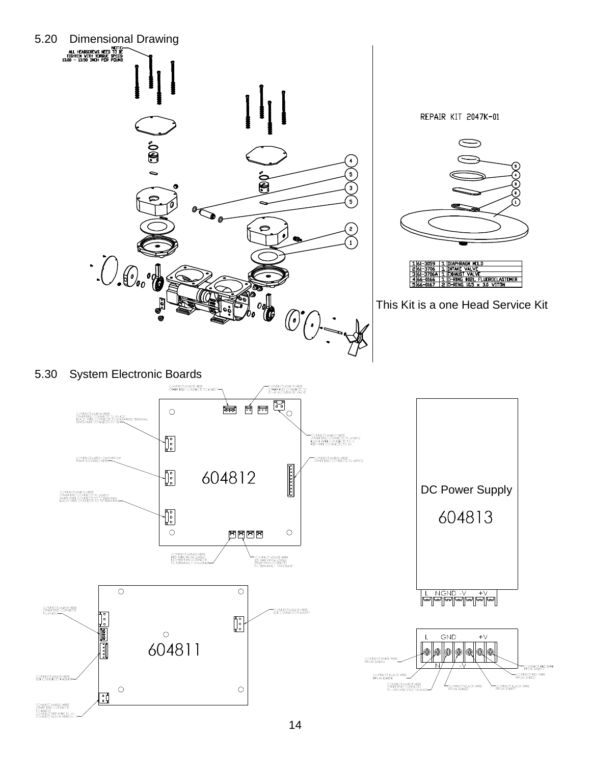## 5.20 Dimensional Drawing

NOTE:
ALL HEADSCREWS NEED TO BE TIGHTEN WITH TORQUE SPECS
13.00 – 13.50 INCH PER POUND

REPAIR KIT 2047K-01

| | | | |
|---|---|---|---|
| 1 | 61-3059 | 1 | DIAPHRAGM MOLD |
| 2 | 61-3706 | 1 | INTAKE VALVE |
| 3 | 61-3706A | 1 | EXHAUST VALVE |
| 4 | 66-0166 | 1 | O-RING #021, FLUOROELASTOMER |
| 5 | 66-0167 | 2 | O-RING 10.5 x 3.0 VITON |

This Kit is a one Head Service Kit

## 5.30 System Electronic Boards

604812

CONNECT 604818 HERE OTHER END CONNECTS TO 604811

CONNECT 604819 HERE OTHER END CONNECTS TO 61-4014 SOLENOID VALVE

CONNECT 604814 HERE OTHER END CONNECTS TO 61-4221 BLACK WIRE CONNECTS TO UNMARKED TERMINAL WHITE WIRE CONNECTS TO "N"

CONNECT 604817 HERE OTHER END CONNECTS TO 604813 BLACK WIRE CONNECTS TO -V RED WIRE CONNECTS TO +V

CONNECT 605021 DIAPHRAGM PUMP ASSEMBLY HERE

CONNECT 604826 HERE OTHER END CONNECTS TO 659072

CONNECT 604816 HERE OTHER END CONNECTS TO 604813 WHITE WIRE CONNECTS TO "L" TERMINAL BLACK WIRE CONNECTS TO "N" TERMINAL

CONNECT 605435 HERE RED WIRE FROM 605436 BLK WIRE FAN CONNECTS TO TERMINAL 1 ON 605436

CONNECT 605435 HERE RED WIRE FROM 605436 PUMP FAN CONNECTS TO TERMINAL 1 ON 605436

604811

CONNECT 604818 HERE OTHER END CONNECTS TO 604812

CONNECT 604815 HERE USE CONNECTOR 605399

CONNECT 604815 HERE USE CONNECTOR 605400

CONNECT 604823 HERE OTHER END CONNECTS TO 604813 CONNECT RED WIRE TO +V CONNECT BLACK WIRE TO -V

DC Power Supply

604813

L N GND -V +V

CONNECT WHITE WIRE FROM 604816

CONNECT BLACK WIRE FROM 604816

CONNECT 604815 HERE OTHER END CONNECTS TO GROUND STUD ON BASE

CONNECT BLACK WIRE FROM 604823

CONNECT BLACK WIRE FROM 604817

CONNECT RED WIRE FROM 604817

CONNECT RED WIRE FROM 604823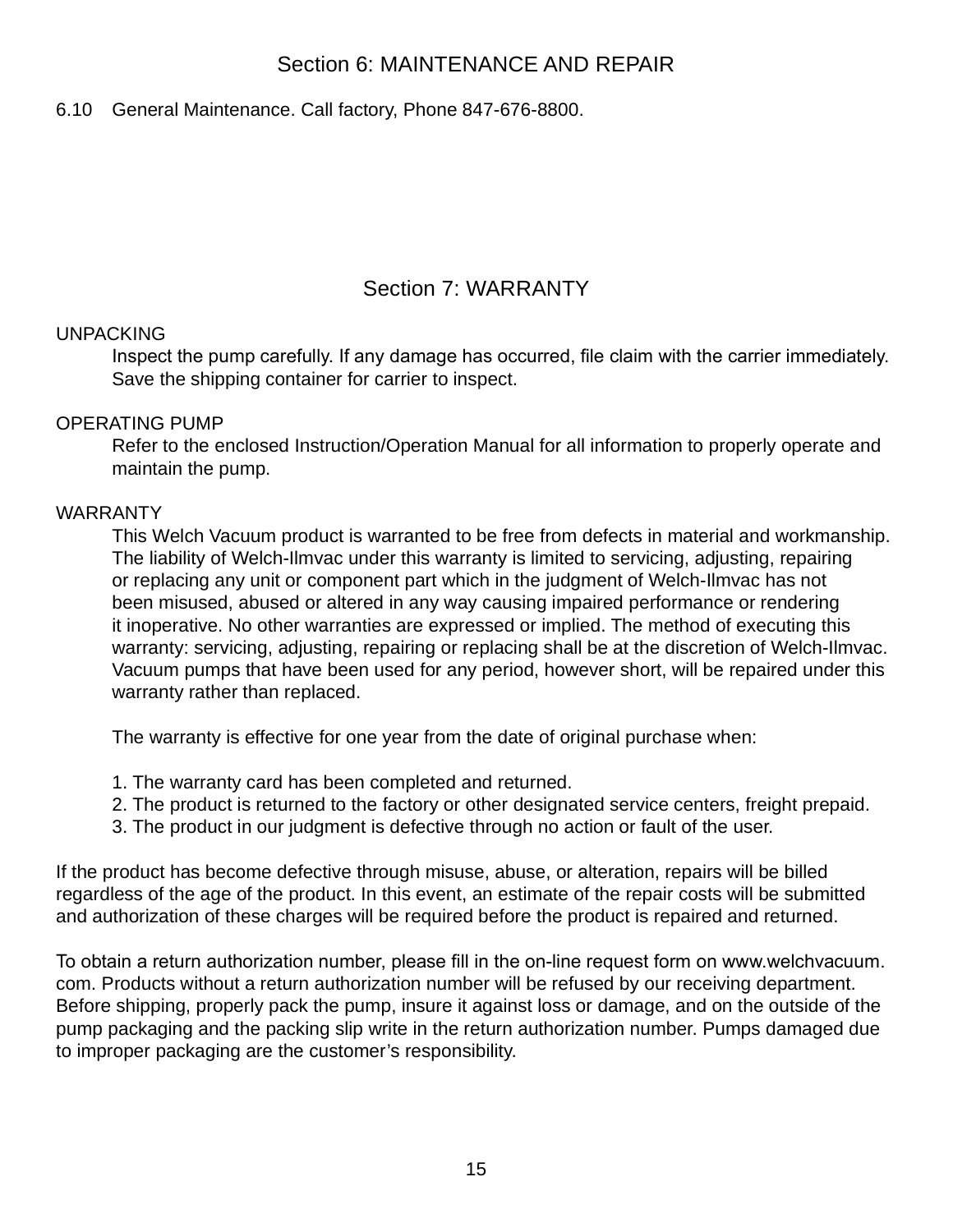## Section 6: MAINTENANCE AND REPAIR

6.10 General Maintenance. Call factory, Phone 847-676-8800.

## Section 7: WARRANTY

UNPACKING

Inspect the pump carefully. If any damage has occurred, file claim with the carrier immediately. Save the shipping container for carrier to inspect.

OPERATING PUMP

Refer to the enclosed Instruction/Operation Manual for all information to properly operate and maintain the pump.

WARRANTY

This Welch Vacuum product is warranted to be free from defects in material and workmanship. The liability of Welch-Ilmvac under this warranty is limited to servicing, adjusting, repairing or replacing any unit or component part which in the judgment of Welch-Ilmvac has not been misused, abused or altered in any way causing impaired performance or rendering it inoperative. No other warranties are expressed or implied. The method of executing this warranty: servicing, adjusting, repairing or replacing shall be at the discretion of Welch-Ilmvac. Vacuum pumps that have been used for any period, however short, will be repaired under this warranty rather than replaced.

The warranty is effective for one year from the date of original purchase when:

1. The warranty card has been completed and returned.
2. The product is returned to the factory or other designated service centers, freight prepaid.
3. The product in our judgment is defective through no action or fault of the user.

If the product has become defective through misuse, abuse, or alteration, repairs will be billed regardless of the age of the product. In this event, an estimate of the repair costs will be submitted and authorization of these charges will be required before the product is repaired and returned.

To obtain a return authorization number, please fill in the on-line request form on www.welchvacuum.com. Products without a return authorization number will be refused by our receiving department. Before shipping, properly pack the pump, insure it against loss or damage, and on the outside of the pump packaging and the packing slip write in the return authorization number. Pumps damaged due to improper packaging are the customer's responsibility.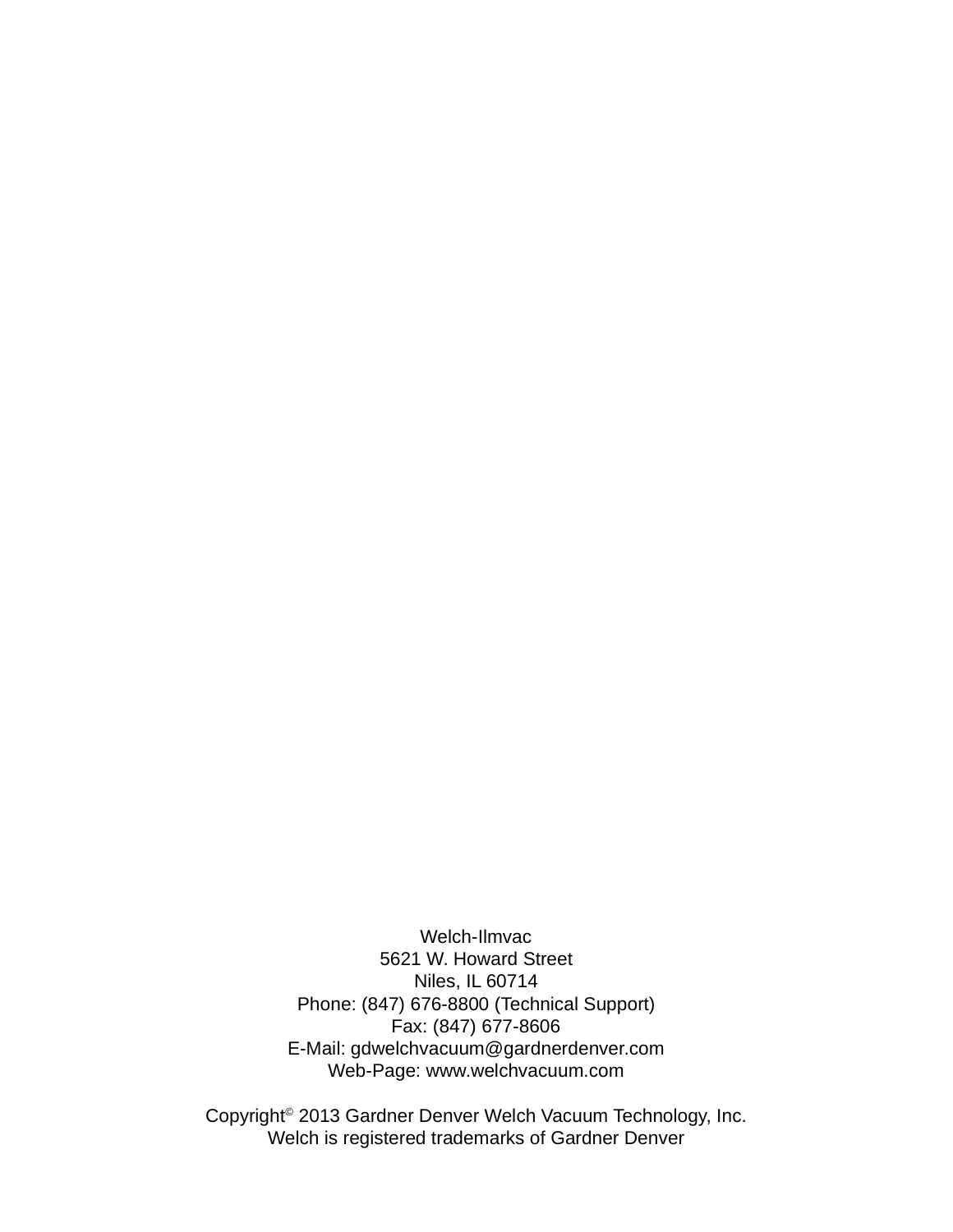Welch-Ilmvac
5621 W. Howard Street
Niles, IL 60714
Phone: (847) 676-8800 (Technical Support)
Fax: (847) 677-8606
E-Mail: gdwelchvacuum@gardnerdenver.com
Web-Page: www.welchvacuum.com

Copyright© 2013 Gardner Denver Welch Vacuum Technology, Inc.
Welch is registered trademarks of Gardner Denver